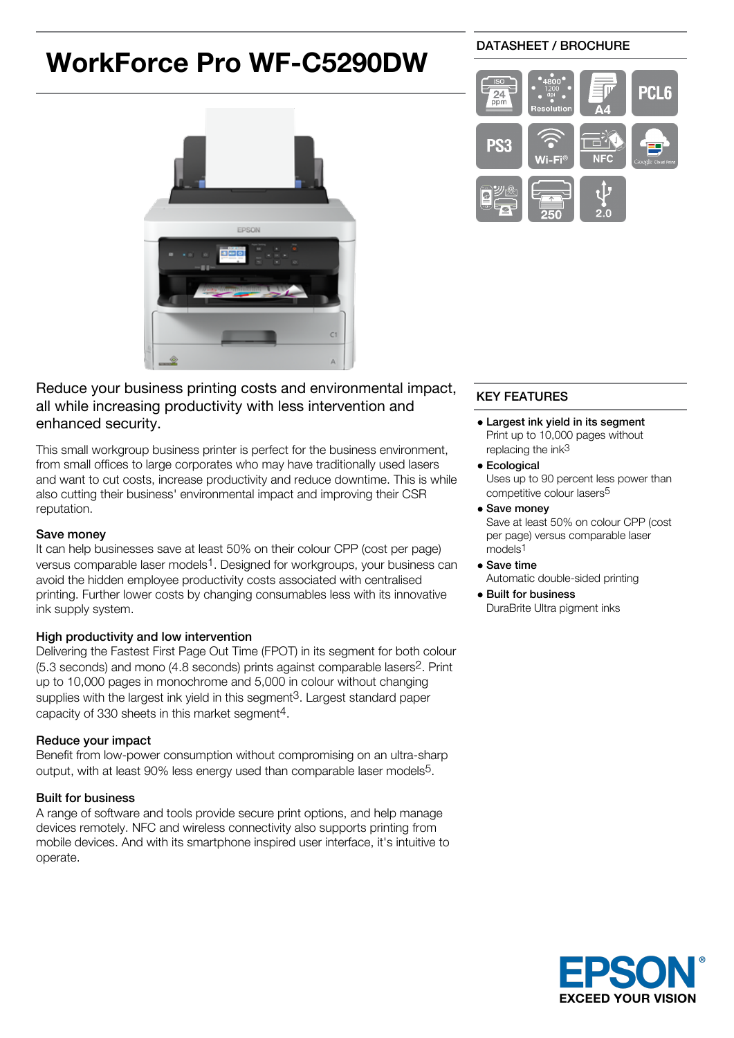# WorkForce Pro WF-C5290DW

DATASHEET / BROCHURE

Reduce your business printing costs and environmental impact, all while increasing productivity with less intervention and enhanced security.

This small workgroup business printer is perfect for the business environment, from small offices to large corporates who may have traditionally used lasers and want to cut costs, increase productivity and reduce downtime. This is while also cutting their business' environmental impact and improving their CSR reputation.

### Save money

It can help businesses save at least 50% on their colour CPP (cost per page) versus comparable laser models[1]. Designed for workgroups, your business can avoid the hidden employee productivity costs associated with centralised printing. Further lower costs by changing consumables less with its innovative ink supply system.

### High productivity and low intervention

Delivering the Fastest First Page Out Time (FPOT) in its segment for both colour (5.3 seconds) and mono (4.8 seconds) prints against comparable lasers[2]. Print up to 10,000 pages in monochrome and 5,000 in colour without changing supplies with the largest ink yield in this segment[3]. Largest standard paper capacity of 330 sheets in this market segment[4].

### Reduce your impact

Benefit from low-power consumption without compromising on an ultra-sharp output, with at least 90% less energy used than comparable laser models[5].

### Built for business

A range of software and tools provide secure print options, and help manage devices remotely. NFC and wireless connectivity also supports printing from mobile devices. And with its smartphone inspired user interface, it's intuitive to operate.

## KEY FEATURES

- **Largest ink yield in its segment**
  Print up to 10,000 pages without replacing the ink[3]
- **Ecological**
  Uses up to 90 percent less power than competitive colour lasers[5]
- **Save money**
  Save at least 50% on colour CPP (cost per page) versus comparable laser models[1]
- **Save time**
  Automatic double-sided printing
- **Built for business**
  DuraBrite Ultra pigment inks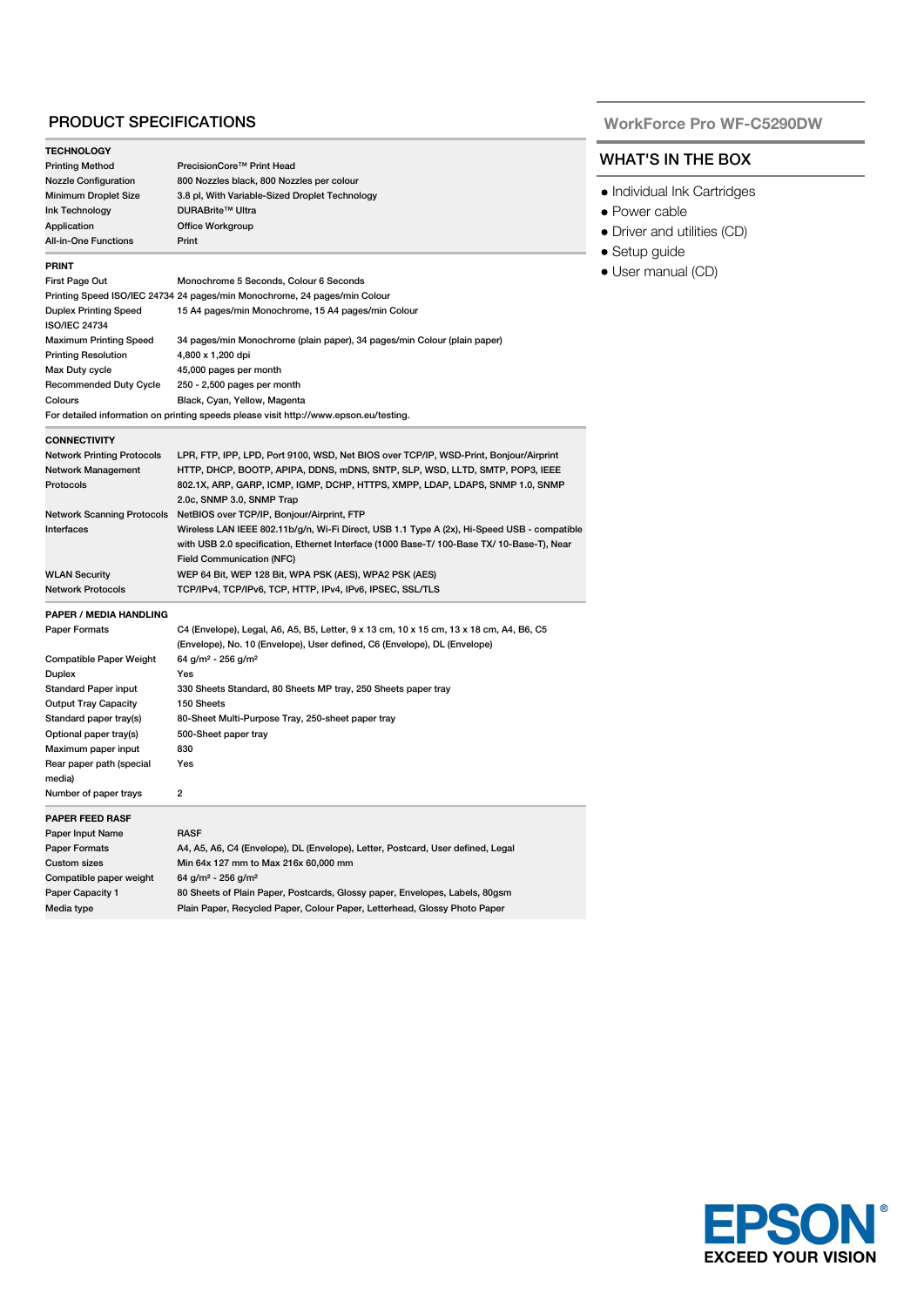## PRODUCT SPECIFICATIONS

### TECHNOLOGY

| | |
|---|---|
| Printing Method | PrecisionCore™ Print Head |
| Nozzle Configuration | 800 Nozzles black, 800 Nozzles per colour |
| Minimum Droplet Size | 3.8 pl, With Variable-Sized Droplet Technology |
| Ink Technology | DURABrite™ Ultra |
| Application | Office Workgroup |
| All-in-One Functions | Print |

### PRINT

| | |
|---|---|
| First Page Out | Monochrome 5 Seconds, Colour 6 Seconds |
| Printing Speed ISO/IEC 24734 | 24 pages/min Monochrome, 24 pages/min Colour |
| Duplex Printing Speed ISO/IEC 24734 | 15 A4 pages/min Monochrome, 15 A4 pages/min Colour |
| Maximum Printing Speed | 34 pages/min Monochrome (plain paper), 34 pages/min Colour (plain paper) |
| Printing Resolution | 4,800 x 1,200 dpi |
| Max Duty cycle | 45,000 pages per month |
| Recommended Duty Cycle | 250 - 2,500 pages per month |
| Colours | Black, Cyan, Yellow, Magenta |

For detailed information on printing speeds please visit http://www.epson.eu/testing.

### CONNECTIVITY

| | |
|---|---|
| Network Printing Protocols | LPR, FTP, IPP, LPD, Port 9100, WSD, Net BIOS over TCP/IP, WSD-Print, Bonjour/Airprint |
| Network Management Protocols | HTTP, DHCP, BOOTP, APIPA, DDNS, mDNS, SNTP, SLP, WSD, LLTD, SMTP, POP3, IEEE 802.1X, ARP, GARP, ICMP, IGMP, DCHP, HTTPS, XMPP, LDAP, LDAPS, SNMP 1.0, SNMP 2.0c, SNMP 3.0, SNMP Trap |
| Network Scanning Protocols | NetBIOS over TCP/IP, Bonjour/Airprint, FTP |
| Interfaces | Wireless LAN IEEE 802.11b/g/n, Wi-Fi Direct, USB 1.1 Type A (2x), Hi-Speed USB - compatible with USB 2.0 specification, Ethernet Interface (1000 Base-T/ 100-Base TX/ 10-Base-T), Near Field Communication (NFC) |
| WLAN Security | WEP 64 Bit, WEP 128 Bit, WPA PSK (AES), WPA2 PSK (AES) |
| Network Protocols | TCP/IPv4, TCP/IPv6, TCP, HTTP, IPv4, IPv6, IPSEC, SSL/TLS |

### PAPER / MEDIA HANDLING

| | |
|---|---|
| Paper Formats | C4 (Envelope), Legal, A6, A5, B5, Letter, 9 x 13 cm, 10 x 15 cm, 13 x 18 cm, A4, B6, C5 (Envelope), No. 10 (Envelope), User defined, C6 (Envelope), DL (Envelope) |
| Compatible Paper Weight | 64 g/m² - 256 g/m² |
| Duplex | Yes |
| Standard Paper input | 330 Sheets Standard, 80 Sheets MP tray, 250 Sheets paper tray |
| Output Tray Capacity | 150 Sheets |
| Standard paper tray(s) | 80-Sheet Multi-Purpose Tray, 250-sheet paper tray |
| Optional paper tray(s) | 500-Sheet paper tray |
| Maximum paper input | 830 |
| Rear paper path (special media) | Yes |
| Number of paper trays | 2 |

### PAPER FEED RASF

| | |
|---|---|
| Paper Input Name | RASF |
| Paper Formats | A4, A5, A6, C4 (Envelope), DL (Envelope), Letter, Postcard, User defined, Legal |
| Custom sizes | Min 64x 127 mm to Max 216x 60,000 mm |
| Compatible paper weight | 64 g/m² - 256 g/m² |
| Paper Capacity 1 | 80 Sheets of Plain Paper, Postcards, Glossy paper, Envelopes, Labels, 80gsm |
| Media type | Plain Paper, Recycled Paper, Colour Paper, Letterhead, Glossy Photo Paper |

## WorkForce Pro WF-C5290DW

## WHAT'S IN THE BOX

- Individual Ink Cartridges
- Power cable
- Driver and utilities (CD)
- Setup guide
- User manual (CD)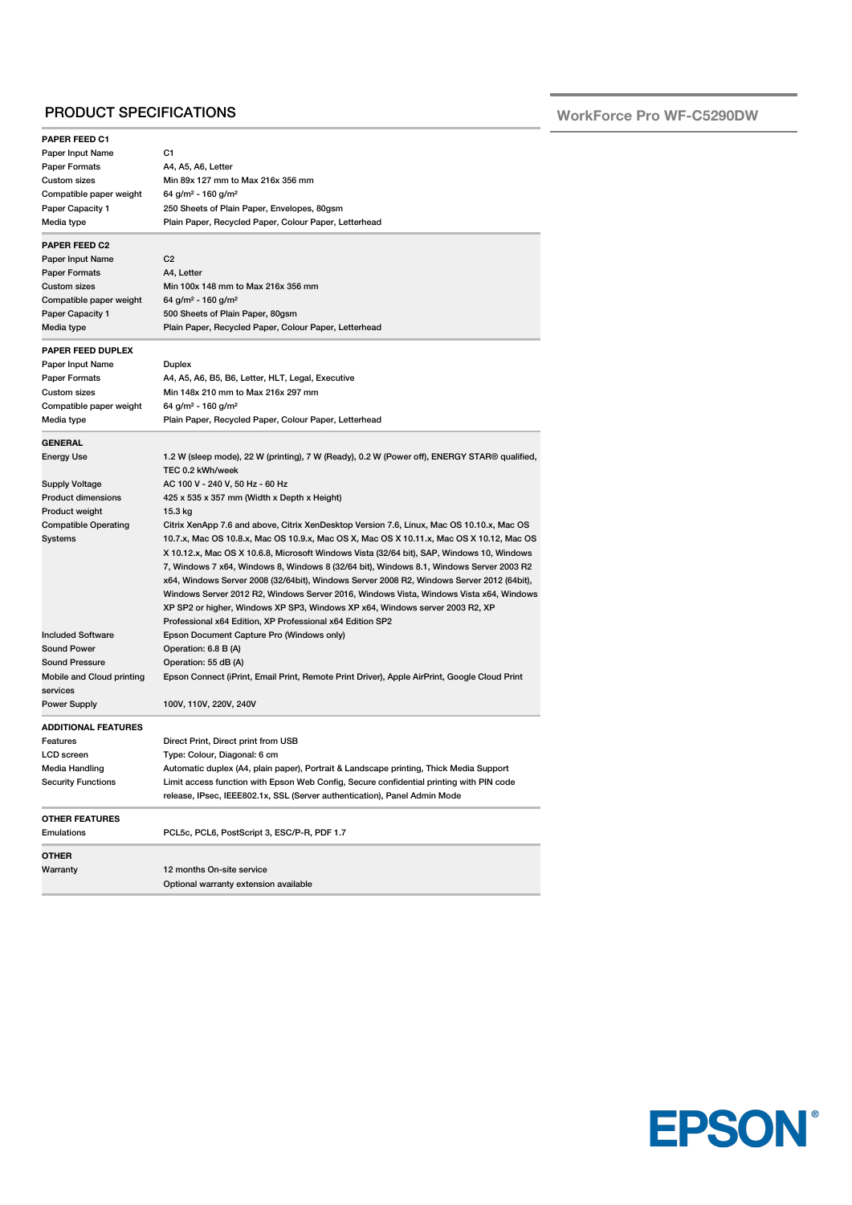## PRODUCT SPECIFICATIONS

### WorkForce Pro WF-C5290DW

| PAPER FEED C1 | |
|---|---|
| Paper Input Name | C1 |
| Paper Formats | A4, A5, A6, Letter |
| Custom sizes | Min 89x 127 mm to Max 216x 356 mm |
| Compatible paper weight | 64 g/m² - 160 g/m² |
| Paper Capacity 1 | 250 Sheets of Plain Paper, Envelopes, 80gsm |
| Media type | Plain Paper, Recycled Paper, Colour Paper, Letterhead |

| PAPER FEED C2 | |
|---|---|
| Paper Input Name | C2 |
| Paper Formats | A4, Letter |
| Custom sizes | Min 100x 148 mm to Max 216x 356 mm |
| Compatible paper weight | 64 g/m² - 160 g/m² |
| Paper Capacity 1 | 500 Sheets of Plain Paper, 80gsm |
| Media type | Plain Paper, Recycled Paper, Colour Paper, Letterhead |

| PAPER FEED DUPLEX | |
|---|---|
| Paper Input Name | Duplex |
| Paper Formats | A4, A5, A6, B5, B6, Letter, HLT, Legal, Executive |
| Custom sizes | Min 148x 210 mm to Max 216x 297 mm |
| Compatible paper weight | 64 g/m² - 160 g/m² |
| Media type | Plain Paper, Recycled Paper, Colour Paper, Letterhead |

| GENERAL | |
|---|---|
| Energy Use | 1.2 W (sleep mode), 22 W (printing), 7 W (Ready), 0.2 W (Power off), ENERGY STAR® qualified, TEC 0.2 kWh/week |
| Supply Voltage | AC 100 V - 240 V, 50 Hz - 60 Hz |
| Product dimensions | 425 x 535 x 357 mm (Width x Depth x Height) |
| Product weight | 15.3 kg |
| Compatible Operating Systems | Citrix XenApp 7.6 and above, Citrix XenDesktop Version 7.6, Linux, Mac OS 10.10.x, Mac OS 10.7.x, Mac OS 10.8.x, Mac OS 10.9.x, Mac OS X, Mac OS X 10.11.x, Mac OS X 10.12, Mac OS X 10.12.x, Mac OS X 10.6.8, Microsoft Windows Vista (32/64 bit), SAP, Windows 10, Windows 7, Windows 7 x64, Windows 8, Windows 8 (32/64 bit), Windows 8.1, Windows Server 2003 R2 x64, Windows Server 2008 (32/64bit), Windows Server 2008 R2, Windows Server 2012 (64bit), Windows Server 2012 R2, Windows Server 2016, Windows Vista, Windows Vista x64, Windows XP SP2 or higher, Windows XP SP3, Windows XP x64, Windows server 2003 R2, XP Professional x64 Edition, XP Professional x64 Edition SP2 |
| Included Software | Epson Document Capture Pro (Windows only) |
| Sound Power | Operation: 6.8 B (A) |
| Sound Pressure | Operation: 55 dB (A) |
| Mobile and Cloud printing services | Epson Connect (iPrint, Email Print, Remote Print Driver), Apple AirPrint, Google Cloud Print |
| Power Supply | 100V, 110V, 220V, 240V |

| ADDITIONAL FEATURES | |
|---|---|
| Features | Direct Print, Direct print from USB |
| LCD screen | Type: Colour, Diagonal: 6 cm |
| Media Handling | Automatic duplex (A4, plain paper), Portrait & Landscape printing, Thick Media Support |
| Security Functions | Limit access function with Epson Web Config, Secure confidential printing with PIN code release, IPsec, IEEE802.1x, SSL (Server authentication), Panel Admin Mode |

| OTHER FEATURES | |
|---|---|
| Emulations | PCL5c, PCL6, PostScript 3, ESC/P-R, PDF 1.7 |

| OTHER | |
|---|---|
| Warranty | 12 months On-site service<br>Optional warranty extension available |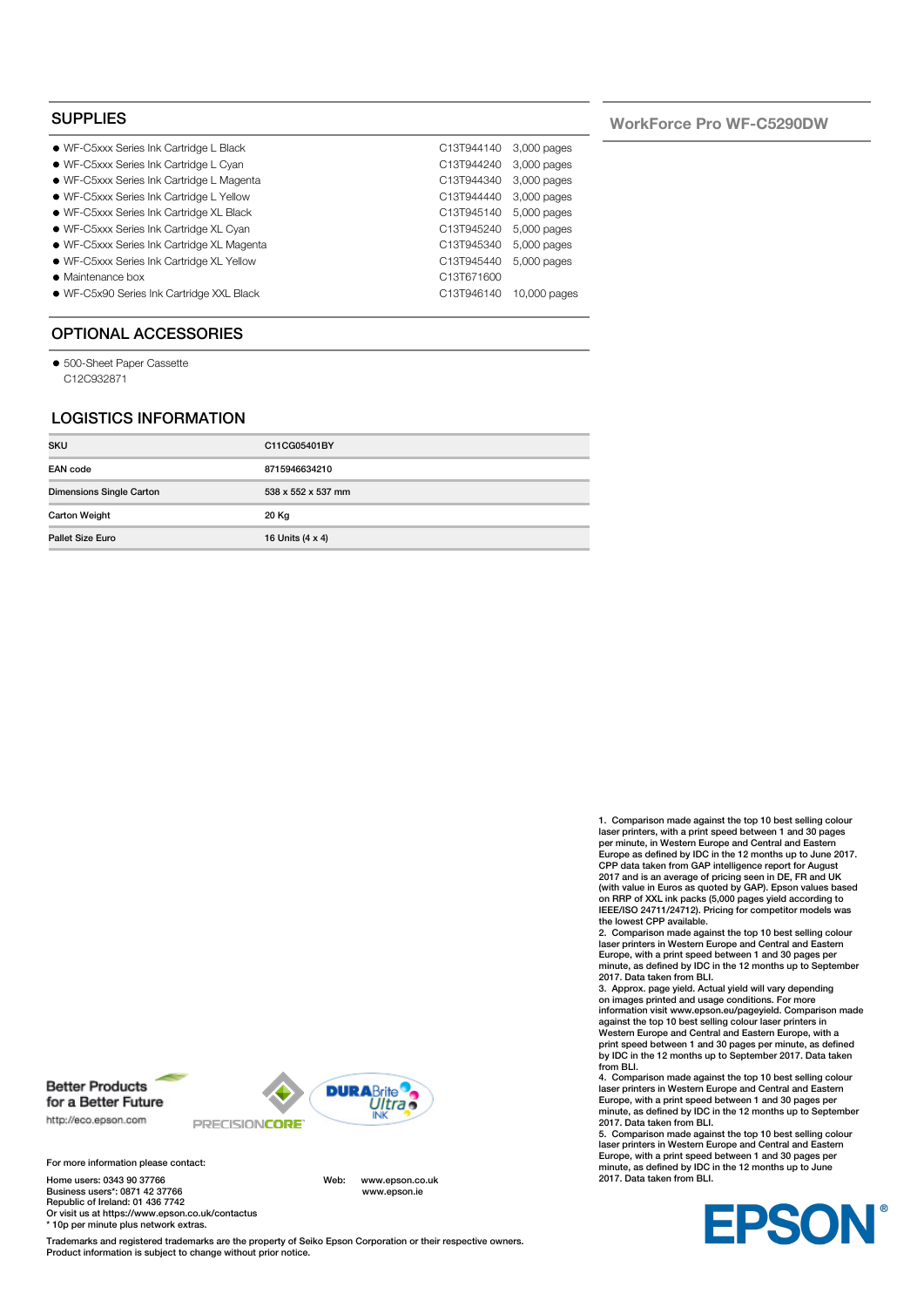## SUPPLIES

| | | |
|---|---|---|
| WF-C5xxx Series Ink Cartridge L Black | C13T944140 | 3,000 pages |
| WF-C5xxx Series Ink Cartridge L Cyan | C13T944240 | 3,000 pages |
| WF-C5xxx Series Ink Cartridge L Magenta | C13T944340 | 3,000 pages |
| WF-C5xxx Series Ink Cartridge L Yellow | C13T944440 | 3,000 pages |
| WF-C5xxx Series Ink Cartridge XL Black | C13T945140 | 5,000 pages |
| WF-C5xxx Series Ink Cartridge XL Cyan | C13T945240 | 5,000 pages |
| WF-C5xxx Series Ink Cartridge XL Magenta | C13T945340 | 5,000 pages |
| WF-C5xxx Series Ink Cartridge XL Yellow | C13T945440 | 5,000 pages |
| Maintenance box | C13T671600 | |
| WF-C5x90 Series Ink Cartridge XXL Black | C13T946140 | 10,000 pages |

## OPTIONAL ACCESSORIES

- 500-Sheet Paper Cassette
  C12C932871

## LOGISTICS INFORMATION

| | |
|---|---|
| SKU | C11CG05401BY |
| EAN code | 8715946634210 |
| Dimensions Single Carton | 538 x 552 x 537 mm |
| Carton Weight | 20 Kg |
| Pallet Size Euro | 16 Units (4 x 4) |

## WorkForce Pro WF-C5290DW

1. Comparison made against the top 10 best selling colour laser printers, with a print speed between 1 and 30 pages per minute, in Western Europe and Central and Eastern Europe as defined by IDC in the 12 months up to June 2017. CPP data taken from GAP intelligence report for August 2017 and is an average of pricing seen in DE, FR and UK (with value in Euros as quoted by GAP). Epson values based on RRP of XXL ink packs (5,000 pages yield according to IEEE/ISO 24711/24712). Pricing for competitor models was the lowest CPP available.
2. Comparison made against the top 10 best selling colour laser printers in Western Europe and Central and Eastern Europe, with a print speed between 1 and 30 pages per minute, as defined by IDC in the 12 months up to September 2017. Data taken from BLI.
3. Approx. page yield. Actual yield will vary depending on images printed and usage conditions. For more information visit www.epson.eu/pageyield. Comparison made against the top 10 best selling colour laser printers in Western Europe and Central and Eastern Europe, with a print speed between 1 and 30 pages per minute, as defined by IDC in the 12 months up to September 2017. Data taken from BLI.
4. Comparison made against the top 10 best selling colour laser printers in Western Europe and Central and Eastern Europe, with a print speed between 1 and 30 pages per minute, as defined by IDC in the 12 months up to September 2017. Data taken from BLI.
5. Comparison made against the top 10 best selling colour laser printers in Western Europe and Central and Eastern Europe, with a print speed between 1 and 30 pages per minute, as defined by IDC in the 12 months up to June 2017. Data taken from BLI.

Better Products for a Better Future
http://eco.epson.com

PRECISIONCORE

DURABrite Ultra INK

For more information please contact:

Home users: 0343 90 37766
Business users*: 0871 42 37766
Republic of Ireland: 01 436 7742
Or visit us at https://www.epson.co.uk/contactus
* 10p per minute plus network extras.

Web: www.epson.co.uk
www.epson.ie

Trademarks and registered trademarks are the property of Seiko Epson Corporation or their respective owners.
Product information is subject to change without prior notice.

EPSON®